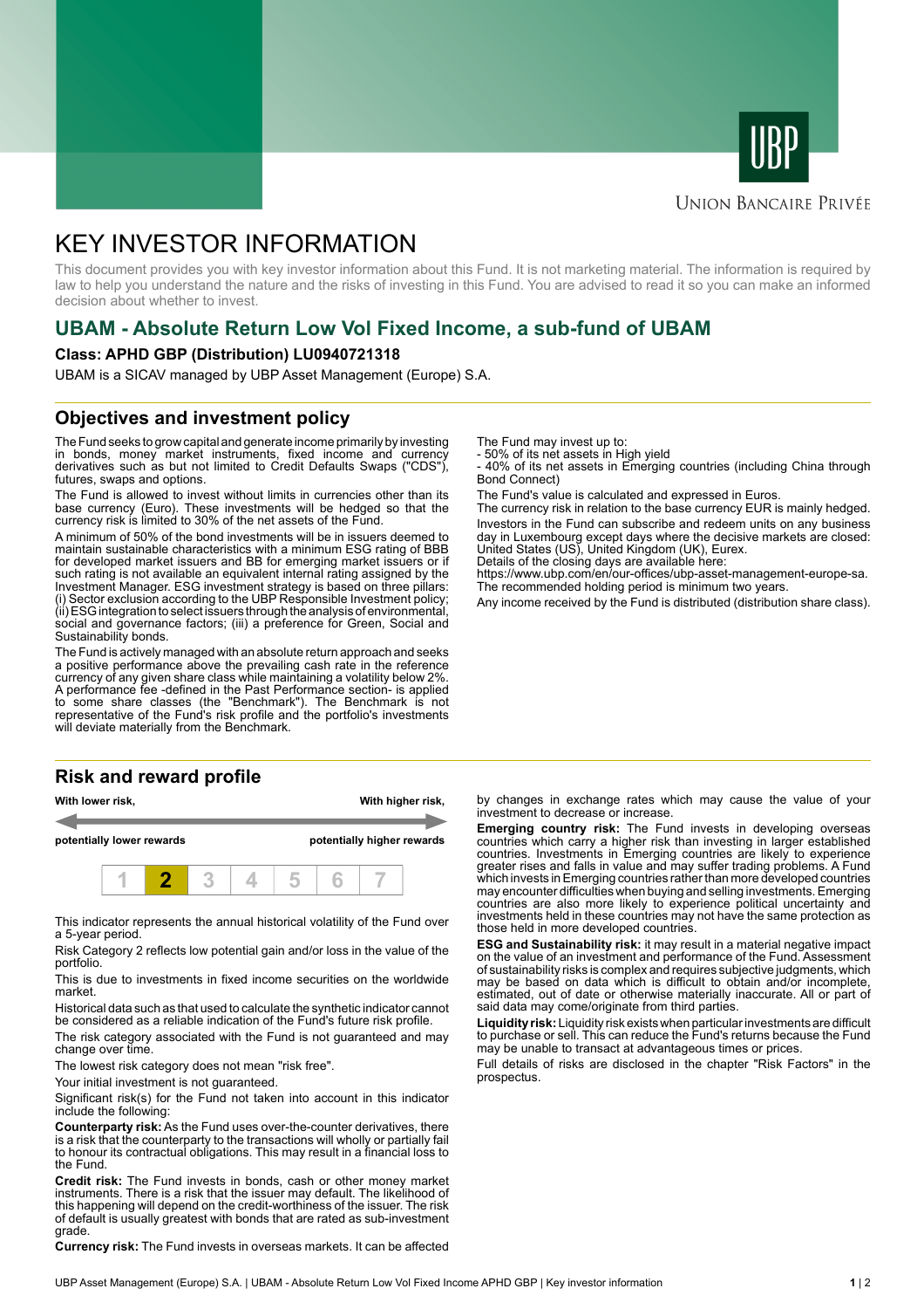UBP

Union Bancaire Privée

# KEY INVESTOR INFORMATION

This document provides you with key investor information about this Fund. It is not marketing material. The information is required by law to help you understand the nature and the risks of investing in this Fund. You are advised to read it so you can make an informed decision about whether to invest.

## UBAM - Absolute Return Low Vol Fixed Income, a sub-fund of UBAM

**Class: APHD GBP (Distribution) LU0940721318**

UBAM is a SICAV managed by UBP Asset Management (Europe) S.A.

## Objectives and investment policy

The Fund seeks to grow capital and generate income primarily by investing in bonds, money market instruments, fixed income and currency derivatives such as but not limited to Credit Defaults Swaps ("CDS"), futures, swaps and options.

The Fund is allowed to invest without limits in currencies other than its base currency (Euro). These investments will be hedged so that the currency risk is limited to 30% of the net assets of the Fund.

A minimum of 50% of the bond investments will be in issuers deemed to maintain sustainable characteristics with a minimum ESG rating of BBB for developed market issuers and BB for emerging market issuers or if such rating is not available an equivalent internal rating assigned by the Investment Manager. ESG investment strategy is based on three pillars: (i) Sector exclusion according to the UBP Responsible Investment policy; (ii) ESG integration to select issuers through the analysis of environmental, social and governance factors; (iii) a preference for Green, Social and Sustainability bonds.

The Fund is actively managed with an absolute return approach and seeks a positive performance above the prevailing cash rate in the reference currency of any given share class while maintaining a volatility below 2%. A performance fee -defined in the Past Performance section- is applied to some share classes (the "Benchmark"). The Benchmark is not representative of the Fund's risk profile and the portfolio's investments will deviate materially from the Benchmark.

The Fund may invest up to:
- 50% of its net assets in High yield
- 40% of its net assets in Emerging countries (including China through Bond Connect)

The Fund's value is calculated and expressed in Euros.

The currency risk in relation to the base currency EUR is mainly hedged.

Investors in the Fund can subscribe and redeem units on any business day in Luxembourg except days where the decisive markets are closed: United States (US), United Kingdom (UK), Eurex.

Details of the closing days are available here:
https://www.ubp.com/en/our-offices/ubp-asset-management-europe-sa.

The recommended holding period is minimum two years.

Any income received by the Fund is distributed (distribution share class).

## Risk and reward profile

**With lower risk, potentially lower rewards** — **With higher risk, potentially higher rewards**

| 1 | **2** | 3 | 4 | 5 | 6 | 7 |
|---|---|---|---|---|---|---|

This indicator represents the annual historical volatility of the Fund over a 5-year period.

Risk Category 2 reflects low potential gain and/or loss in the value of the portfolio.

This is due to investments in fixed income securities on the worldwide market.

Historical data such as that used to calculate the synthetic indicator cannot be considered as a reliable indication of the Fund's future risk profile.

The risk category associated with the Fund is not guaranteed and may change over time.

The lowest risk category does not mean "risk free".

Your initial investment is not guaranteed.

Significant risk(s) for the Fund not taken into account in this indicator include the following:

**Counterparty risk:** As the Fund uses over-the-counter derivatives, there is a risk that the counterparty to the transactions will wholly or partially fail to honour its contractual obligations. This may result in a financial loss to the Fund.

**Credit risk:** The Fund invests in bonds, cash or other money market instruments. There is a risk that the issuer may default. The likelihood of this happening will depend on the credit-worthiness of the issuer. The risk of default is usually greatest with bonds that are rated as sub-investment grade.

**Currency risk:** The Fund invests in overseas markets. It can be affected by changes in exchange rates which may cause the value of your investment to decrease or increase.

**Emerging country risk:** The Fund invests in developing overseas countries which carry a higher risk than investing in larger established countries. Investments in Emerging countries are likely to experience greater rises and falls in value and may suffer trading problems. A Fund which invests in Emerging countries rather than more developed countries may encounter difficulties when buying and selling investments. Emerging countries are also more likely to experience political uncertainty and investments held in these countries may not have the same protection as those held in more developed countries.

**ESG and Sustainability risk:** it may result in a material negative impact on the value of an investment and performance of the Fund. Assessment of sustainability risks is complex and requires subjective judgments, which may be based on data which is difficult to obtain and/or incomplete, estimated, out of date or otherwise materially inaccurate. All or part of said data may come/originate from third parties.

**Liquidity risk:** Liquidity risk exists when particular investments are difficult to purchase or sell. This can reduce the Fund's returns because the Fund may be unable to transact at advantageous times or prices.

Full details of risks are disclosed in the chapter "Risk Factors" in the prospectus.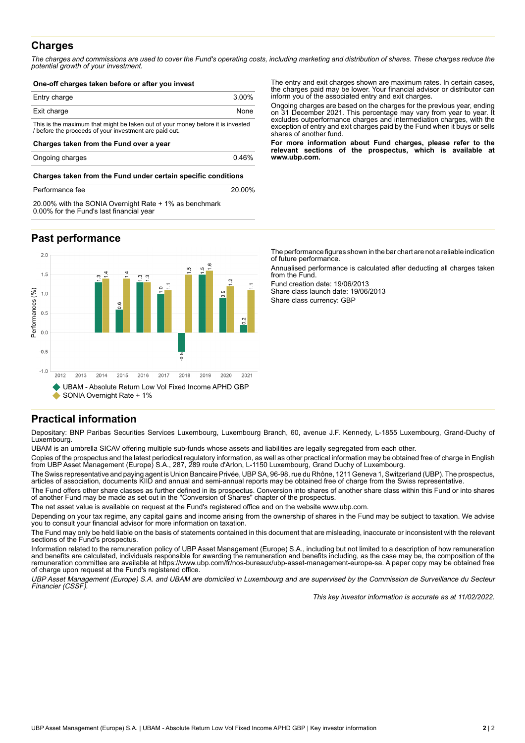## Charges

*The charges and commissions are used to cover the Fund's operating costs, including marketing and distribution of shares. These charges reduce the potential growth of your investment.*

| **One-off charges taken before or after you invest** | |
|---|---|
| Entry charge | 3.00% |
| Exit charge | None |

This is the maximum that might be taken out of your money before it is invested / before the proceeds of your investment are paid out.

| **Charges taken from the Fund over a year** | |
|---|---|
| Ongoing charges | 0.46% |

| **Charges taken from the Fund under certain specific conditions** | |
|---|---|
| Performance fee | 20.00% |

20.00% with the SONIA Overnight Rate + 1% as benchmark
0.00% for the Fund's last financial year

The entry and exit charges shown are maximum rates. In certain cases, the charges paid may be lower. Your financial advisor or distributor can inform you of the associated entry and exit charges.

Ongoing charges are based on the charges for the previous year, ending on 31 December 2021. This percentage may vary from year to year. It excludes outperformance charges and intermediation charges, with the exception of entry and exit charges paid by the Fund when it buys or sells shares of another fund.

**For more information about Fund charges, please refer to the relevant sections of the prospectus, which is available at www.ubp.com.**

## Past performance

Performances (%)

2.0
1.5
1.0
0.5
0.0
-0.5
-1.0

2012 2013 2014 2015 2016 2017 2018 2019 2020 2021

1.3 1.4
0.6 1.4
1.3 1.3
1.0 1.1
-0.5 1.5
1.5 1.6
0.9 1.2
0.2 1.1

UBAM - Absolute Return Low Vol Fixed Income APHD GBP
SONIA Overnight Rate + 1%

The performance figures shown in the bar chart are not a reliable indication of future performance.

Annualised performance is calculated after deducting all charges taken from the Fund.

Fund creation date: 19/06/2013
Share class launch date: 19/06/2013
Share class currency: GBP

## Practical information

Depositary: BNP Paribas Securities Services Luxembourg, Luxembourg Branch, 60, avenue J.F. Kennedy, L-1855 Luxembourg, Grand-Duchy of Luxembourg.

UBAM is an umbrella SICAV offering multiple sub-funds whose assets and liabilities are legally segregated from each other.

Copies of the prospectus and the latest periodical regulatory information, as well as other practical information may be obtained free of charge in English from UBP Asset Management (Europe) S.A., 287, 289 route d'Arlon, L-1150 Luxembourg, Grand Duchy of Luxembourg.

The Swiss representative and paying agent is Union Bancaire Privée, UBP SA, 96-98, rue du Rhône, 1211 Geneva 1, Switzerland (UBP). The prospectus, articles of association, documents KIID and annual and semi-annual reports may be obtained free of charge from the Swiss representative.

The Fund offers other share classes as further defined in its prospectus. Conversion into shares of another share class within this Fund or into shares of another Fund may be made as set out in the "Conversion of Shares" chapter of the prospectus.

The net asset value is available on request at the Fund's registered office and on the website www.ubp.com.

Depending on your tax regime, any capital gains and income arising from the ownership of shares in the Fund may be subject to taxation. We advise you to consult your financial advisor for more information on taxation.

The Fund may only be held liable on the basis of statements contained in this document that are misleading, inaccurate or inconsistent with the relevant sections of the Fund's prospectus.

Information related to the remuneration policy of UBP Asset Management (Europe) S.A., including but not limited to a description of how remuneration and benefits are calculated, individuals responsible for awarding the remuneration and benefits including, as the case may be, the composition of the remuneration committee are available at https://www.ubp.com/fr/nos-bureaux/ubp-asset-management-europe-sa. A paper copy may be obtained free of charge upon request at the Fund's registered office.

*UBP Asset Management (Europe) S.A. and UBAM are domiciled in Luxembourg and are supervised by the Commission de Surveillance du Secteur Financier (CSSF).*

*This key investor information is accurate as at 11/02/2022.*